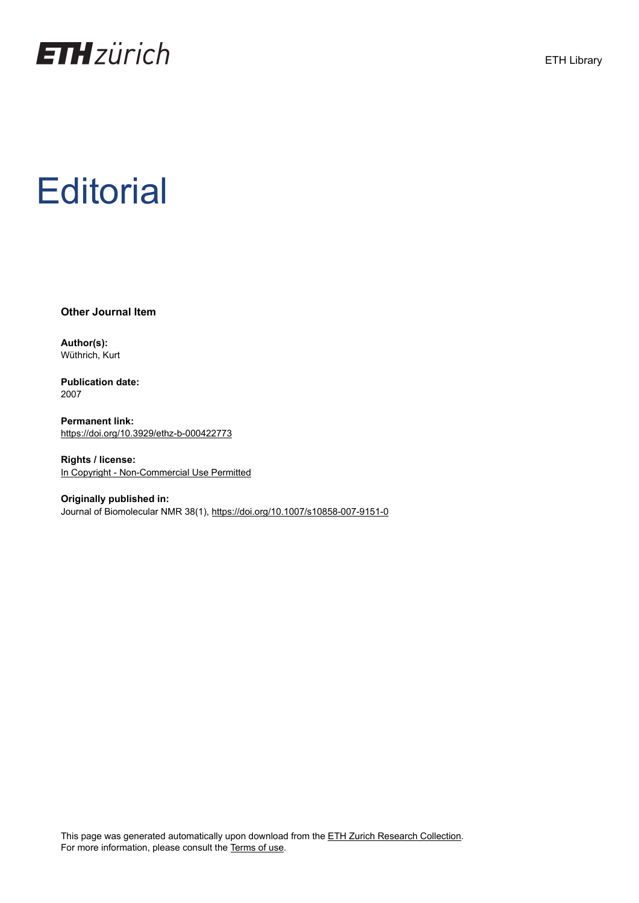ETH Library

# Editorial

**Other Journal Item**

**Author(s):**
Wüthrich, Kurt

**Publication date:**
2007

**Permanent link:**
https://doi.org/10.3929/ethz-b-000422773

**Rights / license:**
In Copyright - Non-Commercial Use Permitted

**Originally published in:**
Journal of Biomolecular NMR 38(1), https://doi.org/10.1007/s10858-007-9151-0

This page was generated automatically upon download from the ETH Zurich Research Collection.
For more information, please consult the Terms of use.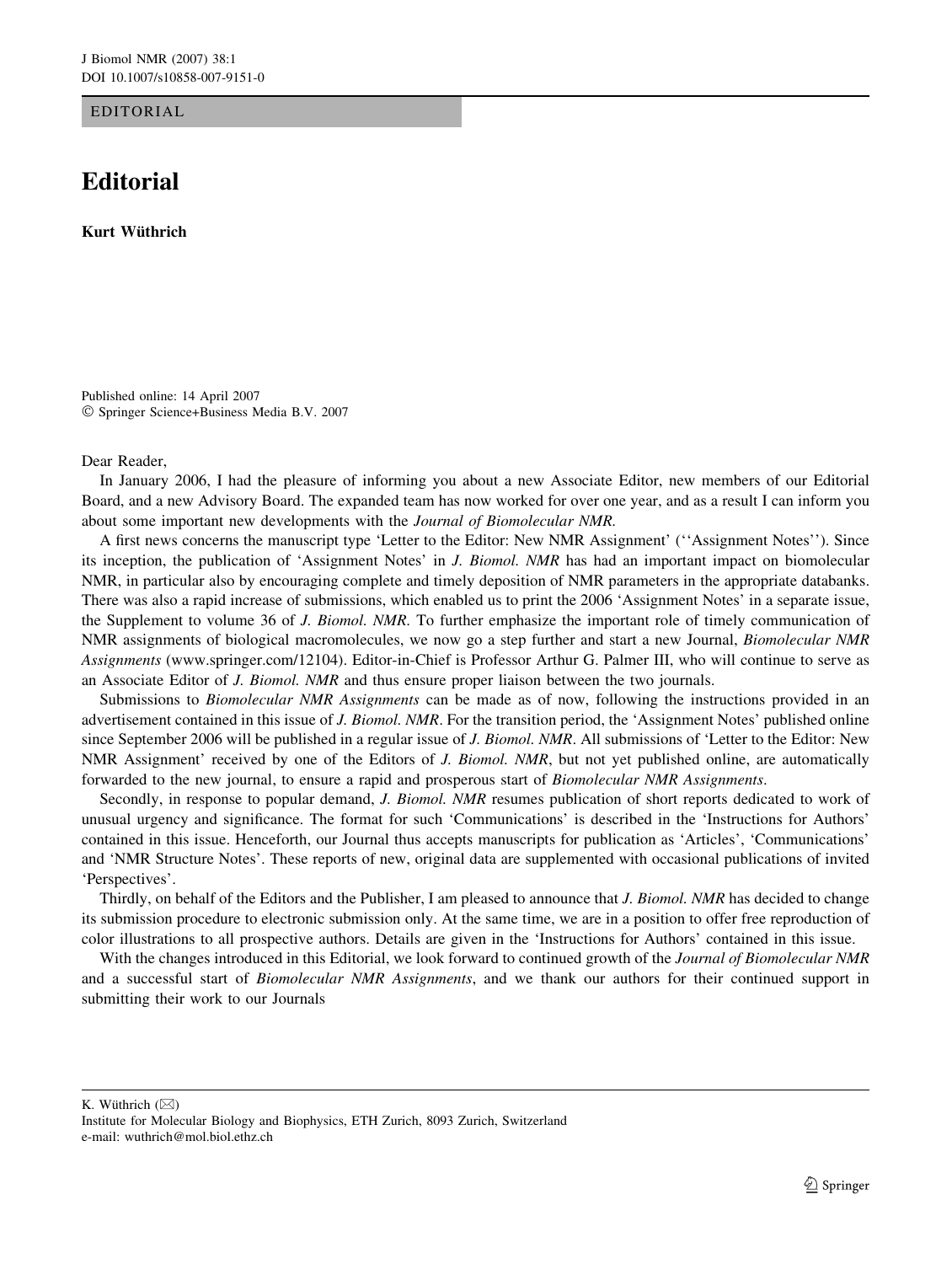EDITORIAL

# Editorial

**Kurt Wüthrich**

Published online: 14 April 2007
© Springer Science+Business Media B.V. 2007

Dear Reader,

In January 2006, I had the pleasure of informing you about a new Associate Editor, new members of our Editorial Board, and a new Advisory Board. The expanded team has now worked for over one year, and as a result I can inform you about some important new developments with the *Journal of Biomolecular NMR.*

A first news concerns the manuscript type 'Letter to the Editor: New NMR Assignment' (''Assignment Notes''). Since its inception, the publication of 'Assignment Notes' in *J. Biomol. NMR* has had an important impact on biomolecular NMR, in particular also by encouraging complete and timely deposition of NMR parameters in the appropriate databanks. There was also a rapid increase of submissions, which enabled us to print the 2006 'Assignment Notes' in a separate issue, the Supplement to volume 36 of *J. Biomol. NMR*. To further emphasize the important role of timely communication of NMR assignments of biological macromolecules, we now go a step further and start a new Journal, *Biomolecular NMR Assignments* (www.springer.com/12104). Editor-in-Chief is Professor Arthur G. Palmer III, who will continue to serve as an Associate Editor of *J. Biomol. NMR* and thus ensure proper liaison between the two journals.

Submissions to *Biomolecular NMR Assignments* can be made as of now, following the instructions provided in an advertisement contained in this issue of *J. Biomol. NMR*. For the transition period, the 'Assignment Notes' published online since September 2006 will be published in a regular issue of *J. Biomol. NMR*. All submissions of 'Letter to the Editor: New NMR Assignment' received by one of the Editors of *J. Biomol. NMR*, but not yet published online, are automatically forwarded to the new journal, to ensure a rapid and prosperous start of *Biomolecular NMR Assignments*.

Secondly, in response to popular demand, *J. Biomol. NMR* resumes publication of short reports dedicated to work of unusual urgency and significance. The format for such 'Communications' is described in the 'Instructions for Authors' contained in this issue. Henceforth, our Journal thus accepts manuscripts for publication as 'Articles', 'Communications' and 'NMR Structure Notes'. These reports of new, original data are supplemented with occasional publications of invited 'Perspectives'.

Thirdly, on behalf of the Editors and the Publisher, I am pleased to announce that *J. Biomol. NMR* has decided to change its submission procedure to electronic submission only. At the same time, we are in a position to offer free reproduction of color illustrations to all prospective authors. Details are given in the 'Instructions for Authors' contained in this issue.

With the changes introduced in this Editorial, we look forward to continued growth of the *Journal of Biomolecular NMR* and a successful start of *Biomolecular NMR Assignments*, and we thank our authors for their continued support in submitting their work to our Journals

K. Wüthrich (✉)
Institute for Molecular Biology and Biophysics, ETH Zurich, 8093 Zurich, Switzerland
e-mail: wuthrich@mol.biol.ethz.ch